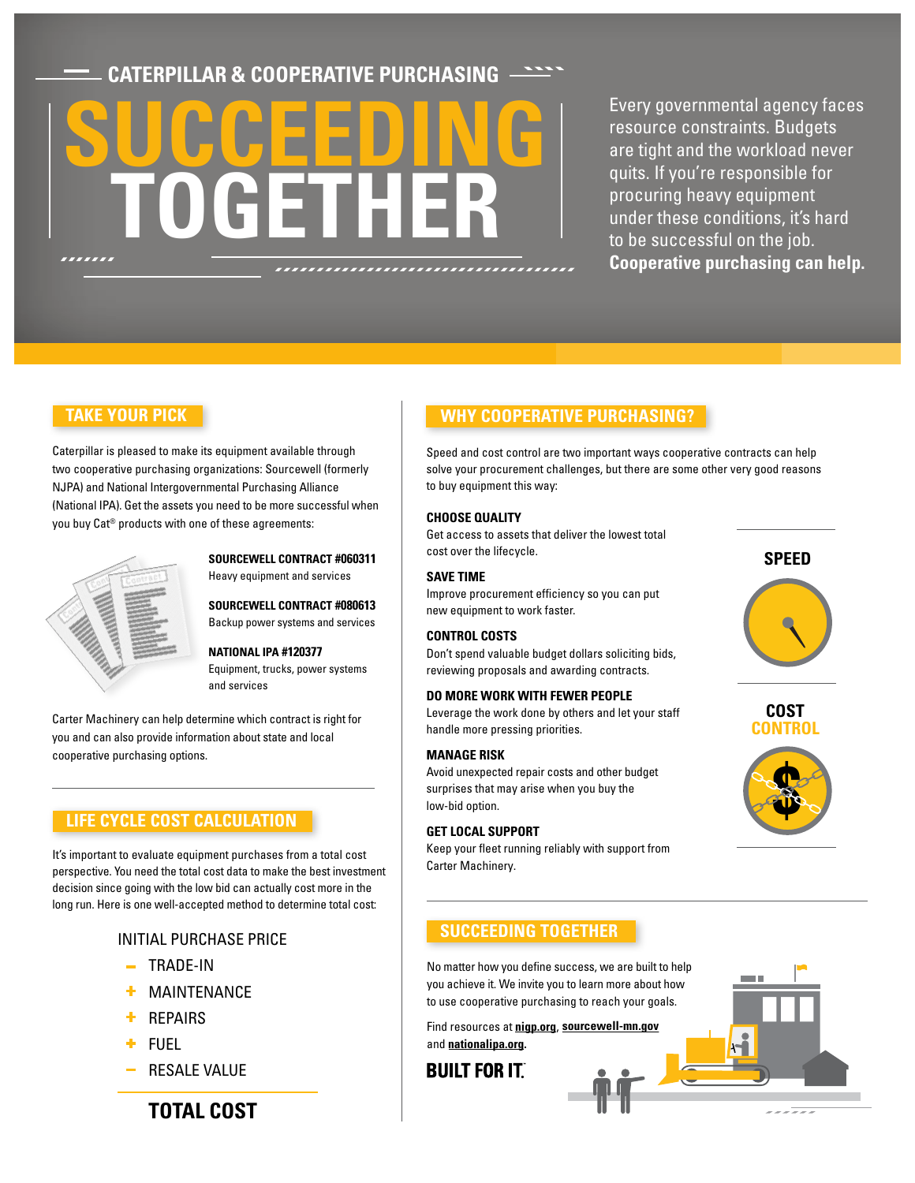CATERPILLAR & COOPERATIVE PURCHASING

# SUCCEEDING TOGETHER

Every governmental agency faces resource constraints. Budgets are tight and the workload never quits. If you're responsible for procuring heavy equipment under these conditions, it's hard to be successful on the job. **Cooperative purchasing can help.**

## TAKE YOUR PICK

Caterpillar is pleased to make its equipment available through two cooperative purchasing organizations: Sourcewell (formerly NJPA) and National Intergovernmental Purchasing Alliance (National IPA). Get the assets you need to be more successful when you buy Cat® products with one of these agreements:

**SOURCEWELL CONTRACT #060311**
Heavy equipment and services

**SOURCEWELL CONTRACT #080613**
Backup power systems and services

**NATIONAL IPA #120377**
Equipment, trucks, power systems and services

Carter Machinery can help determine which contract is right for you and can also provide information about state and local cooperative purchasing options.

## LIFE CYCLE COST CALCULATION

It's important to evaluate equipment purchases from a total cost perspective. You need the total cost data to make the best investment decision since going with the low bid can actually cost more in the long run. Here is one well-accepted method to determine total cost:

INITIAL PURCHASE PRICE
− TRADE-IN
+ MAINTENANCE
+ REPAIRS
+ FUEL
− RESALE VALUE

**TOTAL COST**

## WHY COOPERATIVE PURCHASING?

Speed and cost control are two important ways cooperative contracts can help solve your procurement challenges, but there are some other very good reasons to buy equipment this way:

**CHOOSE QUALITY**
Get access to assets that deliver the lowest total cost over the lifecycle.

**SAVE TIME**
Improve procurement efficiency so you can put new equipment to work faster.

**CONTROL COSTS**
Don't spend valuable budget dollars soliciting bids, reviewing proposals and awarding contracts.

**DO MORE WORK WITH FEWER PEOPLE**
Leverage the work done by others and let your staff handle more pressing priorities.

**MANAGE RISK**
Avoid unexpected repair costs and other budget surprises that may arise when you buy the low-bid option.

**GET LOCAL SUPPORT**
Keep your fleet running reliably with support from Carter Machinery.

SPEED

COST CONTROL

## SUCCEEDING TOGETHER

No matter how you define success, we are built to help you achieve it. We invite you to learn more about how to use cooperative purchasing to reach your goals.

Find resources at **nigp.org**, **sourcewell-mn.gov** and **nationalipa.org**.

**BUILT FOR IT.**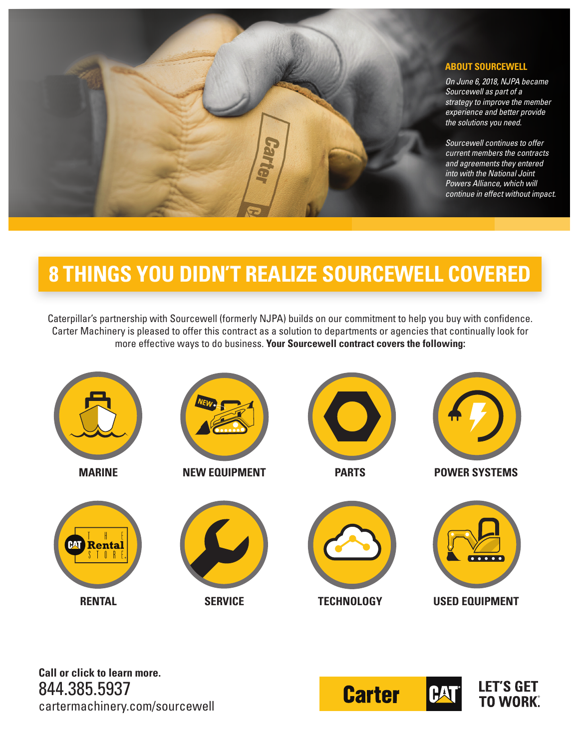## ABOUT SOURCEWELL

*On June 6, 2018, NJPA became Sourcewell as part of a strategy to improve the member experience and better provide the solutions you need.*

*Sourcewell continues to offer current members the contracts and agreements they entered into with the National Joint Powers Alliance, which will continue in effect without impact.*

# 8 THINGS YOU DIDN'T REALIZE SOURCEWELL COVERED

Caterpillar's partnership with Sourcewell (formerly NJPA) builds on our commitment to help you buy with confidence. Carter Machinery is pleased to offer this contract as a solution to departments or agencies that continually look for more effective ways to do business. **Your Sourcewell contract covers the following:**

- **MARINE**
- **NEW EQUIPMENT**
- **PARTS**
- **POWER SYSTEMS**
- **RENTAL**
- **SERVICE**
- **TECHNOLOGY**
- **USED EQUIPMENT**

**Call or click to learn more.**

844.385.5937

cartermachinery.com/sourcewell

Carter CAT

LET'S GET TO WORK.